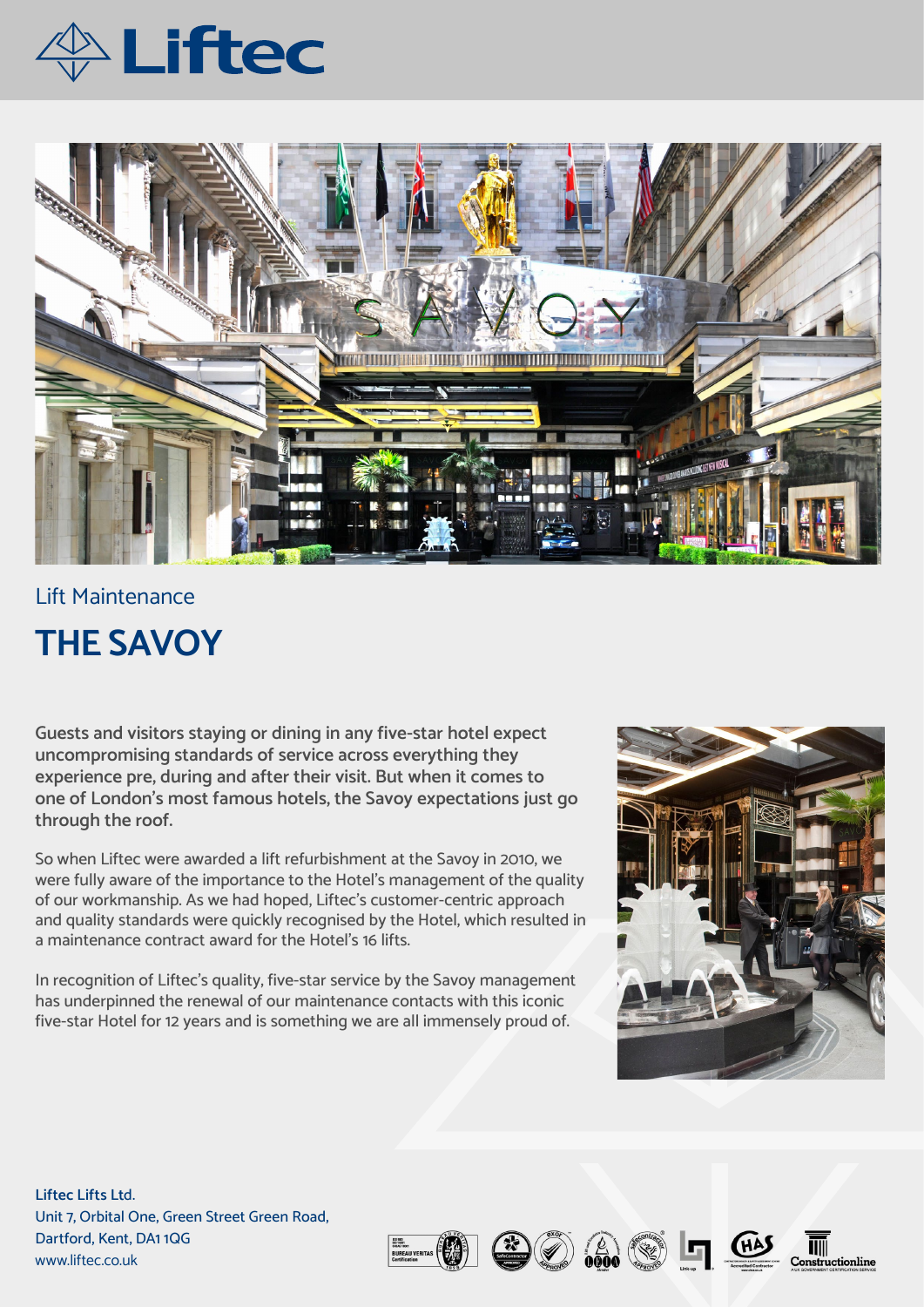Liftec

Lift Maintenance

# THE SAVOY

**Guests and visitors staying or dining in any five-star hotel expect uncompromising standards of service across everything they experience pre, during and after their visit. But when it comes to one of London's most famous hotels, the Savoy expectations just go through the roof.**

So when Liftec were awarded a lift refurbishment at the Savoy in 2010, we were fully aware of the importance to the Hotel's management of the quality of our workmanship. As we had hoped, Liftec's customer-centric approach and quality standards were quickly recognised by the Hotel, which resulted in a maintenance contract award for the Hotel's 16 lifts.

In recognition of Liftec's quality, five-star service by the Savoy management has underpinned the renewal of our maintenance contacts with this iconic five-star Hotel for 12 years and is something we are all immensely proud of.

**Liftec Lifts Ltd.**
Unit 7, Orbital One, Green Street Green Road,
Dartford, Kent, DA1 1QG
www.liftec.co.uk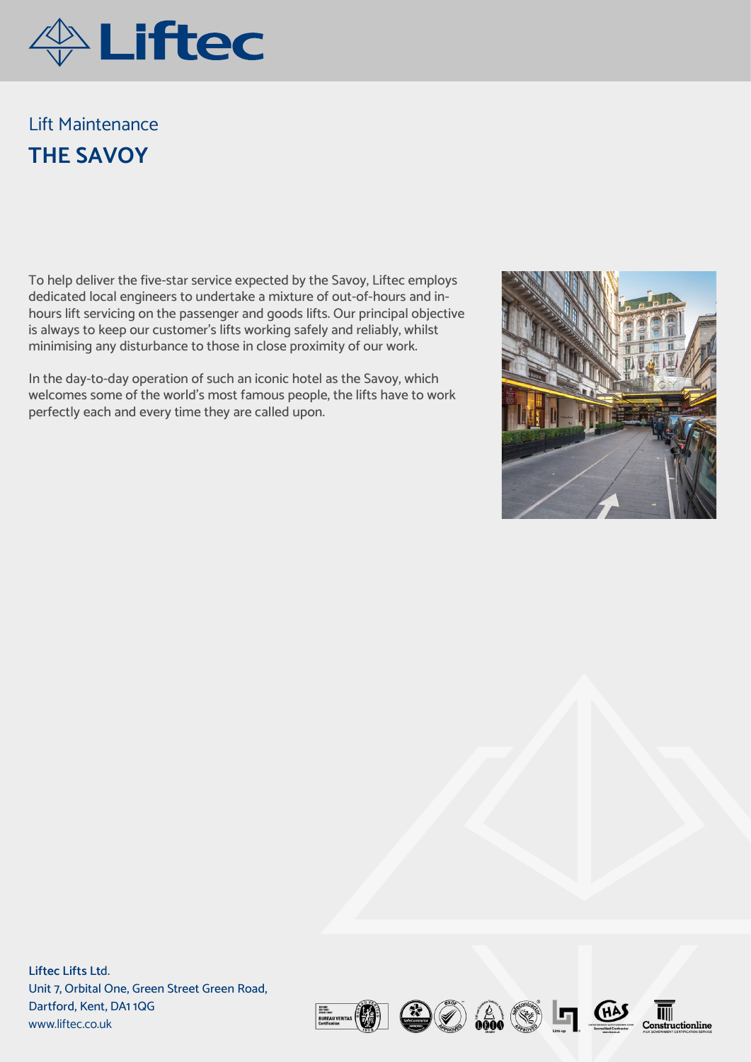Lift Maintenance

# THE SAVOY

To help deliver the five-star service expected by the Savoy, Liftec employs dedicated local engineers to undertake a mixture of out-of-hours and in-hours lift servicing on the passenger and goods lifts. Our principal objective is always to keep our customer's lifts working safely and reliably, whilst minimising any disturbance to those in close proximity of our work.

In the day-to-day operation of such an iconic hotel as the Savoy, which welcomes some of the world's most famous people, the lifts have to work perfectly each and every time they are called upon.

**Liftec Lifts Ltd.**
Unit 7, Orbital One, Green Street Green Road,
Dartford, Kent, DA1 1QG
www.liftec.co.uk